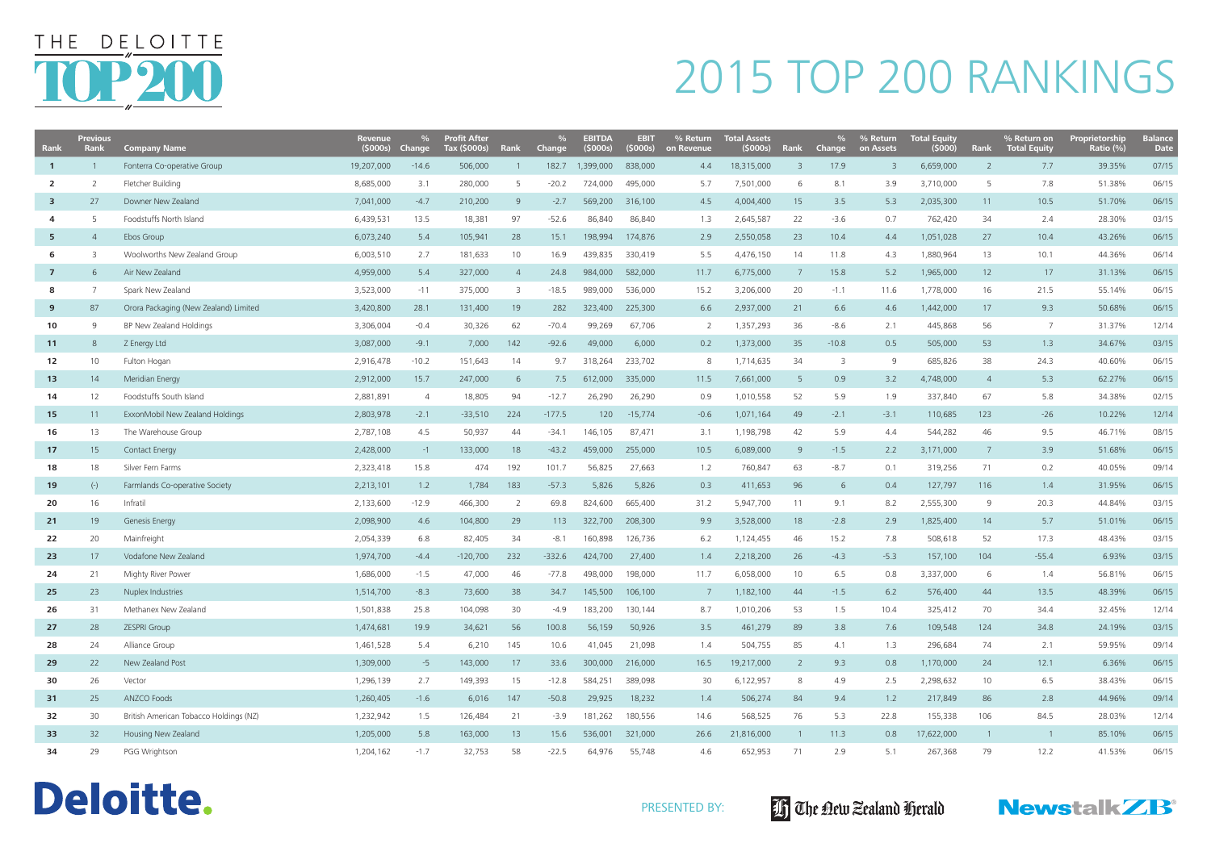# THE DELOITTE TOP 200

# 2015 TOP 200 RANKINGS

| Rank | Previous Rank | Company Name | Revenue ($000s) | % Change | Profit After Tax ($000s) | Rank | % Change | EBITDA ($000s) | EBIT ($000s) | % Return on Revenue | Total Assets ($000s) | Rank | % Change | % Return on Assets | Total Equity ($000) | Rank | % Return on Total Equity | Proprietorship Ratio (%) | Balance Date |
|---|---|---|---|---|---|---|---|---|---|---|---|---|---|---|---|---|---|---|---|
| 1 | 1 | Fonterra Co-operative Group | 19,207,000 | -14.6 | 506,000 | 1 | 182.7 | 1,399,000 | 838,000 | 4.4 | 18,315,000 | 3 | 17.9 | 3 | 6,659,000 | 2 | 7.7 | 39.35% | 07/15 |
| 2 | 2 | Fletcher Building | 8,685,000 | 3.1 | 280,000 | 5 | -20.2 | 724,000 | 495,000 | 5.7 | 7,501,000 | 6 | 8.1 | 3.9 | 3,710,000 | 5 | 7.8 | 51.38% | 06/15 |
| 3 | 27 | Downer New Zealand | 7,041,000 | -4.7 | 210,200 | 9 | -2.7 | 569,200 | 316,100 | 4.5 | 4,004,400 | 15 | 3.5 | 5.3 | 2,035,300 | 11 | 10.5 | 51.70% | 06/15 |
| 4 | 5 | Foodstuffs North Island | 6,439,531 | 13.5 | 18,381 | 97 | -52.6 | 86,840 | 86,840 | 1.3 | 2,645,587 | 22 | -3.6 | 0.7 | 762,420 | 34 | 2.4 | 28.30% | 03/15 |
| 5 | 4 | Ebos Group | 6,073,240 | 5.4 | 105,941 | 28 | 15.1 | 198,994 | 174,876 | 2.9 | 2,550,058 | 23 | 10.4 | 4.4 | 1,051,028 | 27 | 10.4 | 43.26% | 06/15 |
| 6 | 3 | Woolworths New Zealand Group | 6,003,510 | 2.7 | 181,633 | 10 | 16.9 | 439,835 | 330,419 | 5.5 | 4,476,150 | 14 | 11.8 | 4.3 | 1,880,964 | 13 | 10.1 | 44.36% | 06/14 |
| 7 | 6 | Air New Zealand | 4,959,000 | 5.4 | 327,000 | 4 | 24.8 | 984,000 | 582,000 | 11.7 | 6,775,000 | 7 | 15.8 | 5.2 | 1,965,000 | 12 | 17 | 31.13% | 06/15 |
| 8 | 7 | Spark New Zealand | 3,523,000 | -11 | 375,000 | 3 | -18.5 | 989,000 | 536,000 | 15.2 | 3,206,000 | 20 | -1.1 | 11.6 | 1,778,000 | 16 | 21.5 | 55.14% | 06/15 |
| 9 | 87 | Orora Packaging (New Zealand) Limited | 3,420,800 | 28.1 | 131,400 | 19 | 282 | 323,400 | 225,300 | 6.6 | 2,937,000 | 21 | 6.6 | 4.6 | 1,442,000 | 17 | 9.3 | 50.68% | 06/15 |
| 10 | 9 | BP New Zealand Holdings | 3,306,004 | -0.4 | 30,326 | 62 | -70.4 | 99,269 | 67,706 | 2 | 1,357,293 | 36 | -8.6 | 2.1 | 445,868 | 56 | 7 | 31.37% | 12/14 |
| 11 | 8 | Z Energy Ltd | 3,087,000 | -9.1 | 7,000 | 142 | -92.6 | 49,000 | 6,000 | 0.2 | 1,373,000 | 35 | -10.8 | 0.5 | 505,000 | 53 | 1.3 | 34.67% | 03/15 |
| 12 | 10 | Fulton Hogan | 2,916,478 | -10.2 | 151,643 | 14 | 9.7 | 318,264 | 233,702 | 8 | 1,714,635 | 34 | 3 | 9 | 685,826 | 38 | 24.3 | 40.60% | 06/15 |
| 13 | 14 | Meridian Energy | 2,912,000 | 15.7 | 247,000 | 6 | 7.5 | 612,000 | 335,000 | 11.5 | 7,661,000 | 5 | 0.9 | 3.2 | 4,748,000 | 4 | 5.3 | 62.27% | 06/15 |
| 14 | 12 | Foodstuffs South Island | 2,881,891 | 4 | 18,805 | 94 | -12.7 | 26,290 | 26,290 | 0.9 | 1,010,558 | 52 | 5.9 | 1.9 | 337,840 | 67 | 5.8 | 34.38% | 02/15 |
| 15 | 11 | ExxonMobil New Zealand Holdings | 2,803,978 | -2.1 | -33,510 | 224 | -177.5 | 120 | -15,774 | -0.6 | 1,071,164 | 49 | -2.1 | -3.1 | 110,685 | 123 | -26 | 10.22% | 12/14 |
| 16 | 13 | The Warehouse Group | 2,787,108 | 4.5 | 50,937 | 44 | -34.1 | 146,105 | 87,471 | 3.1 | 1,198,798 | 42 | 5.9 | 4.4 | 544,282 | 46 | 9.5 | 46.71% | 08/15 |
| 17 | 15 | Contact Energy | 2,428,000 | -1 | 133,000 | 18 | -43.2 | 459,000 | 255,000 | 10.5 | 6,089,000 | 9 | -1.5 | 2.2 | 3,171,000 | 7 | 3.9 | 51.68% | 06/15 |
| 18 | 18 | Silver Fern Farms | 2,323,418 | 15.8 | 474 | 192 | 101.7 | 56,825 | 27,663 | 1.2 | 760,847 | 63 | -8.7 | 0.1 | 319,256 | 71 | 0.2 | 40.05% | 09/14 |
| 19 | (-) | Farmlands Co-operative Society | 2,213,101 | 1.2 | 1,784 | 183 | -57.3 | 5,826 | 5,826 | 0.3 | 411,653 | 96 | 6 | 0.4 | 127,797 | 116 | 1.4 | 31.95% | 06/15 |
| 20 | 16 | Infratil | 2,133,600 | -12.9 | 466,300 | 2 | 69.8 | 824,600 | 665,400 | 31.2 | 5,947,700 | 11 | 9.1 | 8.2 | 2,555,300 | 9 | 20.3 | 44.84% | 03/15 |
| 21 | 19 | Genesis Energy | 2,098,900 | 4.6 | 104,800 | 29 | 113 | 322,700 | 208,300 | 9.9 | 3,528,000 | 18 | -2.8 | 2.9 | 1,825,400 | 14 | 5.7 | 51.01% | 06/15 |
| 22 | 20 | Mainfreight | 2,054,339 | 6.8 | 82,405 | 34 | -8.1 | 160,898 | 126,736 | 6.2 | 1,124,455 | 46 | 15.2 | 7.8 | 508,618 | 52 | 17.3 | 48.43% | 03/15 |
| 23 | 17 | Vodafone New Zealand | 1,974,700 | -4.4 | -120,700 | 232 | -332.6 | 424,700 | 27,400 | 1.4 | 2,218,200 | 26 | -4.3 | -5.3 | 157,100 | 104 | -55.4 | 6.93% | 03/15 |
| 24 | 21 | Mighty River Power | 1,686,000 | -1.5 | 47,000 | 46 | -77.8 | 498,000 | 198,000 | 11.7 | 6,058,000 | 10 | 6.5 | 0.8 | 3,337,000 | 6 | 1.4 | 56.81% | 06/15 |
| 25 | 23 | Nuplex Industries | 1,514,700 | -8.3 | 73,600 | 38 | 34.7 | 145,500 | 106,100 | 7 | 1,182,100 | 44 | -1.5 | 6.2 | 576,400 | 44 | 13.5 | 48.39% | 06/15 |
| 26 | 31 | Methanex New Zealand | 1,501,838 | 25.8 | 104,098 | 30 | -4.9 | 183,200 | 130,144 | 8.7 | 1,010,206 | 53 | 1.5 | 10.4 | 325,412 | 70 | 34.4 | 32.45% | 12/14 |
| 27 | 28 | ZESPRI Group | 1,474,681 | 19.9 | 34,621 | 56 | 100.8 | 56,159 | 50,926 | 3.5 | 461,279 | 89 | 3.8 | 7.6 | 109,548 | 124 | 34.8 | 24.19% | 03/15 |
| 28 | 24 | Alliance Group | 1,461,528 | 5.4 | 6,210 | 145 | 10.6 | 41,045 | 21,098 | 1.4 | 504,755 | 85 | 4.1 | 1.3 | 296,684 | 74 | 2.1 | 59.95% | 09/14 |
| 29 | 22 | New Zealand Post | 1,309,000 | -5 | 143,000 | 17 | 33.6 | 300,000 | 216,000 | 16.5 | 19,217,000 | 2 | 9.3 | 0.8 | 1,170,000 | 24 | 12.1 | 6.36% | 06/15 |
| 30 | 26 | Vector | 1,296,139 | 2.7 | 149,393 | 15 | -12.8 | 584,251 | 389,098 | 30 | 6,122,957 | 8 | 4.9 | 2.5 | 2,298,632 | 10 | 6.5 | 38.43% | 06/15 |
| 31 | 25 | ANZCO Foods | 1,260,405 | -1.6 | 6,016 | 147 | -50.8 | 29,925 | 18,232 | 1.4 | 506,274 | 84 | 9.4 | 1.2 | 217,849 | 86 | 2.8 | 44.96% | 09/14 |
| 32 | 30 | British American Tobacco Holdings (NZ) | 1,232,942 | 1.5 | 126,484 | 21 | -3.9 | 181,262 | 180,556 | 14.6 | 568,525 | 76 | 5.3 | 22.8 | 155,338 | 106 | 84.5 | 28.03% | 12/14 |
| 33 | 32 | Housing New Zealand | 1,205,000 | 5.8 | 163,000 | 13 | 15.6 | 536,001 | 321,000 | 26.6 | 21,816,000 | 1 | 11.3 | 0.8 | 17,622,000 | 1 | 1 | 85.10% | 06/15 |
| 34 | 29 | PGG Wrightson | 1,204,162 | -1.7 | 32,753 | 58 | -22.5 | 64,976 | 55,748 | 4.6 | 652,953 | 71 | 2.9 | 5.1 | 267,368 | 79 | 12.2 | 41.53% | 06/15 |

Deloitte.

PRESENTED BY: The New Zealand Herald NewstalkZB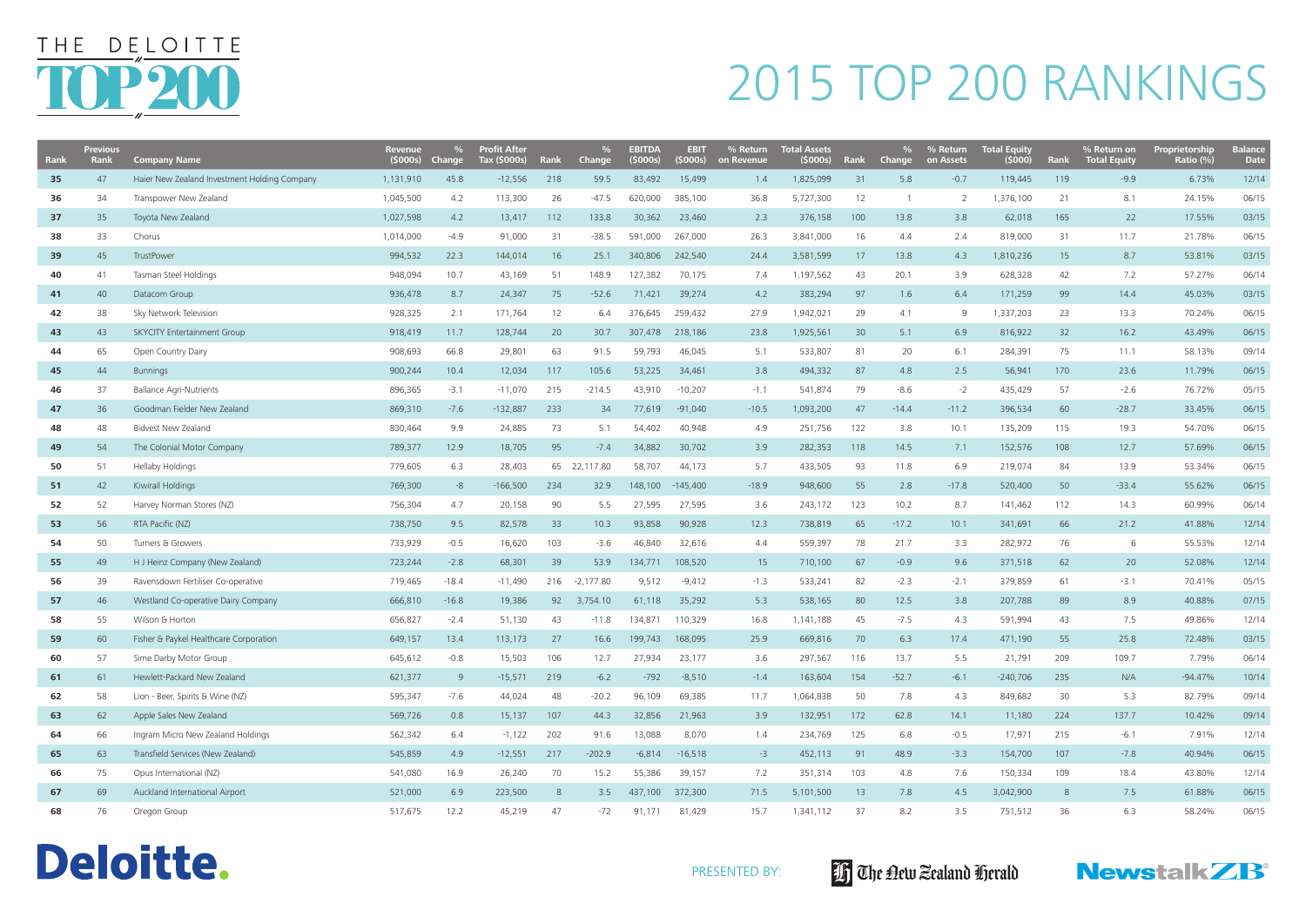# THE DELOITTE TOP 200

# 2015 TOP 200 RANKINGS

| Rank | Previous Rank | Company Name | Revenue ($000s) | % Change | Profit After Tax ($000s) | Rank | % Change | EBITDA ($000s) | EBIT ($000s) | % Return on Revenue | Total Assets ($000s) | Rank | % Change | % Return on Assets | Total Equity ($000) | Rank | % Return on Total Equity | Proprietorship Ratio (%) | Balance Date |
|---|---|---|---|---|---|---|---|---|---|---|---|---|---|---|---|---|---|---|---|
| **35** | 47 | Haier New Zealand Investment Holding Company | 1,131,910 | 45.8 | -12,556 | 218 | 59.5 | 83,492 | 15,499 | 1.4 | 1,825,099 | 31 | 5.8 | -0.7 | 119,445 | 119 | -9.9 | 6.73% | 12/14 |
| **36** | 34 | Transpower New Zealand | 1,045,500 | 4.2 | 113,300 | 26 | -47.5 | 620,000 | 385,100 | 36.8 | 5,727,300 | 12 | 1 | 2 | 1,376,100 | 21 | 8.1 | 24.15% | 06/15 |
| **37** | 35 | Toyota New Zealand | 1,027,598 | 4.2 | 13,417 | 112 | 133.8 | 30,362 | 23,460 | 2.3 | 376,158 | 100 | 13.8 | 3.8 | 62,018 | 165 | 22 | 17.55% | 03/15 |
| **38** | 33 | Chorus | 1,014,000 | -4.9 | 91,000 | 31 | -38.5 | 591,000 | 267,000 | 26.3 | 3,841,000 | 16 | 4.4 | 2.4 | 819,000 | 31 | 11.7 | 21.78% | 06/15 |
| **39** | 45 | TrustPower | 994,532 | 22.3 | 144,014 | 16 | 25.1 | 340,806 | 242,540 | 24.4 | 3,581,599 | 17 | 13.8 | 4.3 | 1,810,236 | 15 | 8.7 | 53.81% | 03/15 |
| **40** | 41 | Tasman Steel Holdings | 948,094 | 10.7 | 43,169 | 51 | 148.9 | 127,382 | 70,175 | 7.4 | 1,197,562 | 43 | 20.1 | 3.9 | 628,328 | 42 | 7.2 | 57.27% | 06/14 |
| **41** | 40 | Datacom Group | 936,478 | 8.7 | 24,347 | 75 | -52.6 | 71,421 | 39,274 | 4.2 | 383,294 | 97 | 1.6 | 6.4 | 171,259 | 99 | 14.4 | 45.03% | 03/15 |
| **42** | 38 | Sky Network Television | 928,325 | 2.1 | 171,764 | 12 | 6.4 | 376,645 | 259,432 | 27.9 | 1,942,021 | 29 | 4.1 | 9 | 1,337,203 | 23 | 13.3 | 70.24% | 06/15 |
| **43** | 43 | SKYCITY Entertainment Group | 918,419 | 11.7 | 128,744 | 20 | 30.7 | 307,478 | 218,186 | 23.8 | 1,925,561 | 30 | 5.1 | 6.9 | 816,922 | 32 | 16.2 | 43.49% | 06/15 |
| **44** | 65 | Open Country Dairy | 908,693 | 66.8 | 29,801 | 63 | 91.5 | 59,793 | 46,045 | 5.1 | 533,807 | 81 | 20 | 6.1 | 284,391 | 75 | 11.1 | 58.13% | 09/14 |
| **45** | 44 | Bunnings | 900,244 | 10.4 | 12,034 | 117 | 105.6 | 53,225 | 34,461 | 3.8 | 494,332 | 87 | 4.8 | 2.5 | 56,941 | 170 | 23.6 | 11.79% | 06/15 |
| **46** | 37 | Ballance Agri-Nutrients | 896,365 | -3.1 | -11,070 | 215 | -214.5 | 43,910 | -10,207 | -1.1 | 541,874 | 79 | -8.6 | -2 | 435,429 | 57 | -2.6 | 76.72% | 05/15 |
| **47** | 36 | Goodman Fielder New Zealand | 869,310 | -7.6 | -132,887 | 233 | 34 | 77,619 | -91,040 | -10.5 | 1,093,200 | 47 | -14.4 | -11.2 | 396,534 | 60 | -28.7 | 33.45% | 06/15 |
| **48** | 48 | Bidvest New Zealand | 830,464 | 9.9 | 24,885 | 73 | 5.1 | 54,402 | 40,948 | 4.9 | 251,756 | 122 | 3.8 | 10.1 | 135,209 | 115 | 19.3 | 54.70% | 06/15 |
| **49** | 54 | The Colonial Motor Company | 789,377 | 12.9 | 18,705 | 95 | -7.4 | 34,882 | 30,702 | 3.9 | 282,353 | 118 | 14.5 | 7.1 | 152,576 | 108 | 12.7 | 57.69% | 06/15 |
| **50** | 51 | Hellaby Holdings | 779,605 | 6.3 | 28,403 | 65 | 22,117.80 | 58,707 | 44,173 | 5.7 | 433,505 | 93 | 11.8 | 6.9 | 219,074 | 84 | 13.9 | 53.34% | 06/15 |
| **51** | 42 | Kiwirail Holdings | 769,300 | -8 | -166,500 | 234 | 32.9 | 148,100 | -145,400 | -18.9 | 948,600 | 55 | 2.8 | -17.8 | 520,400 | 50 | -33.4 | 55.62% | 06/15 |
| **52** | 52 | Harvey Norman Stores (NZ) | 756,304 | 4.7 | 20,158 | 90 | 5.5 | 27,595 | 27,595 | 3.6 | 243,172 | 123 | 10.2 | 8.7 | 141,462 | 112 | 14.3 | 60.99% | 06/14 |
| **53** | 56 | RTA Pacific (NZ) | 738,750 | 9.5 | 82,578 | 33 | 10.3 | 93,858 | 90,928 | 12.3 | 738,819 | 65 | -17.2 | 10.1 | 341,691 | 66 | 21.2 | 41.88% | 12/14 |
| **54** | 50 | Turners & Growers | 733,929 | -0.5 | 16,620 | 103 | -3.6 | 46,840 | 32,616 | 4.4 | 559,397 | 78 | 21.7 | 3.3 | 282,972 | 76 | 6 | 55.53% | 12/14 |
| **55** | 49 | H J Heinz Company (New Zealand) | 723,244 | -2.8 | 68,301 | 39 | 53.9 | 134,771 | 108,520 | 15 | 710,100 | 67 | -0.9 | 9.6 | 371,518 | 62 | 20 | 52.08% | 12/14 |
| **56** | 39 | Ravensdown Fertiliser Co-operative | 719,465 | -18.4 | -11,490 | 216 | -2,177.80 | 9,512 | -9,412 | -1.3 | 533,241 | 82 | -2.3 | -2.1 | 379,859 | 61 | -3.1 | 70.41% | 05/15 |
| **57** | 46 | Westland Co-operative Dairy Company | 666,810 | -16.8 | 19,386 | 92 | 3,754.10 | 61,118 | 35,292 | 5.3 | 538,165 | 80 | 12.5 | 3.8 | 207,788 | 89 | 8.9 | 40.88% | 07/15 |
| **58** | 55 | Wilson & Horton | 656,827 | -2.4 | 51,130 | 43 | -11.8 | 134,871 | 110,329 | 16.8 | 1,141,188 | 45 | -7.5 | 4.3 | 591,994 | 43 | 7.5 | 49.86% | 12/14 |
| **59** | 60 | Fisher & Paykel Healthcare Corporation | 649,157 | 13.4 | 113,173 | 27 | 16.6 | 199,743 | 168,095 | 25.9 | 669,816 | 70 | 6.3 | 17.4 | 471,190 | 55 | 25.8 | 72.48% | 03/15 |
| **60** | 57 | Sime Darby Motor Group | 645,612 | -0.8 | 15,503 | 106 | 12.7 | 27,934 | 23,177 | 3.6 | 297,567 | 116 | 13.7 | 5.5 | 21,791 | 209 | 109.7 | 7.79% | 06/14 |
| **61** | 61 | Hewlett-Packard New Zealand | 621,377 | 9 | -15,571 | 219 | -6.2 | -792 | -8,510 | -1.4 | 163,604 | 154 | -52.7 | -6.1 | -240,706 | 235 | N/A | -94.47% | 10/14 |
| **62** | 58 | Lion - Beer, Spirits & Wine (NZ) | 595,347 | -7.6 | 44,024 | 48 | -20.2 | 96,109 | 69,385 | 11.7 | 1,064,838 | 50 | 7.8 | 4.3 | 849,682 | 30 | 5.3 | 82.79% | 09/14 |
| **63** | 62 | Apple Sales New Zealand | 569,726 | 0.8 | 15,137 | 107 | 44.3 | 32,856 | 21,963 | 3.9 | 132,951 | 172 | 62.8 | 14.1 | 11,180 | 224 | 137.7 | 10.42% | 09/14 |
| **64** | 66 | Ingram Micro New Zealand Holdings | 562,342 | 6.4 | -1,122 | 202 | 91.6 | 13,088 | 8,070 | 1.4 | 234,769 | 125 | 6.8 | -0.5 | 17,971 | 215 | -6.1 | 7.91% | 12/14 |
| **65** | 63 | Transfield Services (New Zealand) | 545,859 | 4.9 | -12,551 | 217 | -202.9 | -6,814 | -16,518 | -3 | 452,113 | 91 | 48.9 | -3.3 | 154,700 | 107 | -7.8 | 40.94% | 06/15 |
| **66** | 75 | Opus International (NZ) | 541,080 | 16.9 | 26,240 | 70 | 15.2 | 55,386 | 39,157 | 7.2 | 351,314 | 103 | 4.8 | 7.6 | 150,334 | 109 | 18.4 | 43.80% | 12/14 |
| **67** | 69 | Auckland International Airport | 521,000 | 6.9 | 223,500 | 8 | 3.5 | 437,100 | 372,300 | 71.5 | 5,101,500 | 13 | 7.8 | 4.5 | 3,042,900 | 8 | 7.5 | 61.88% | 06/15 |
| **68** | 76 | Oregon Group | 517,675 | 12.2 | 45,219 | 47 | -72 | 91,171 | 81,429 | 15.7 | 1,341,112 | 37 | 8.2 | 3.5 | 751,512 | 36 | 6.3 | 58.24% | 06/15 |

Deloitte.

PRESENTED BY: The New Zealand Herald | NewstalkZB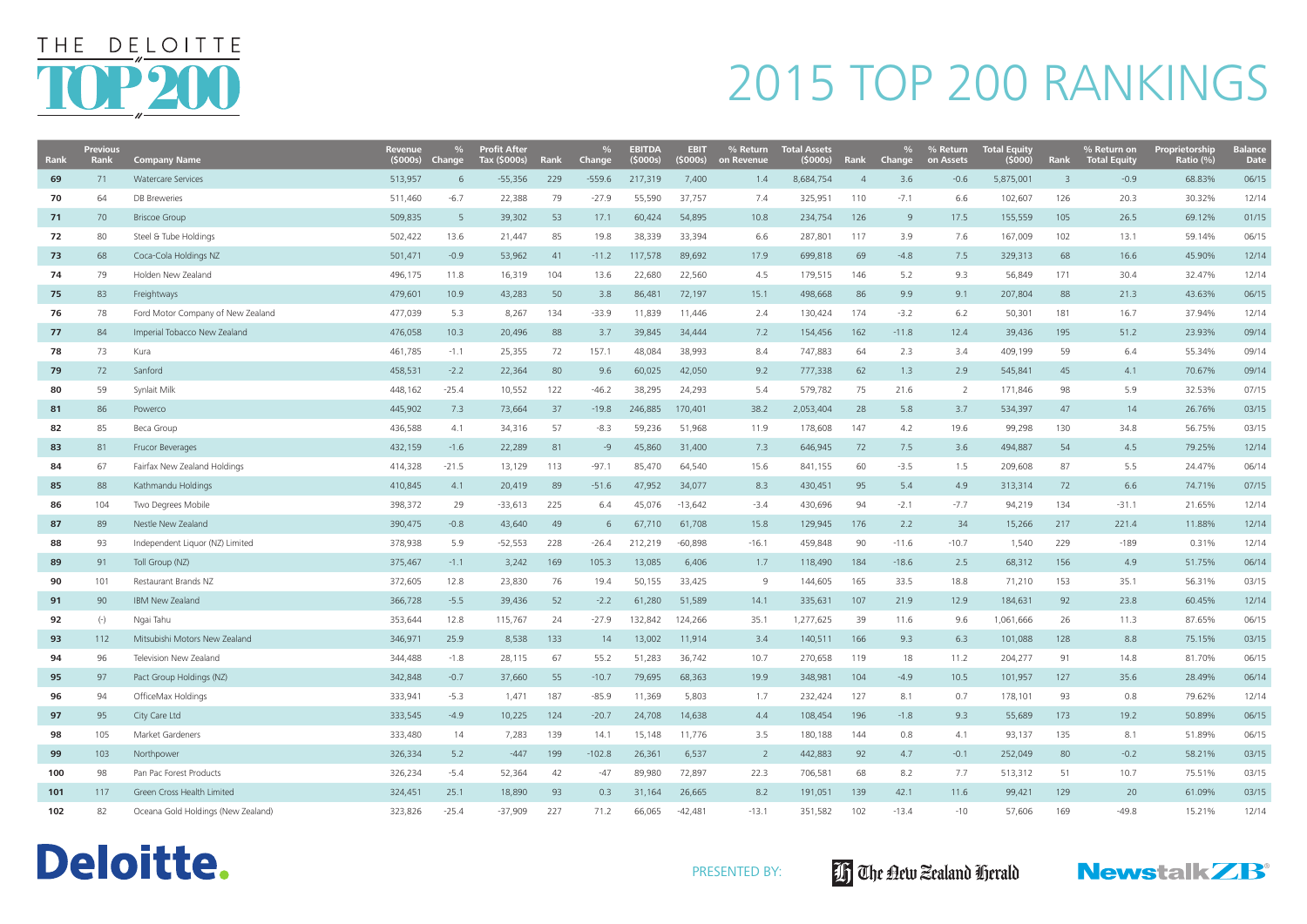# THE DELOITTE TOP 200

# 2015 TOP 200 RANKINGS

| Rank | Previous Rank | Company Name | Revenue ($000s) | % Change | Profit After Tax ($000s) | Rank | % Change | EBITDA ($000s) | EBIT ($000s) | % Return on Revenue | Total Assets ($000s) | Rank | % Change | % Return on Assets | Total Equity ($000) | Rank | % Return on Total Equity | Proprietorship Ratio (%) | Balance Date |
|---|---|---|---|---|---|---|---|---|---|---|---|---|---|---|---|---|---|---|---|
| 69 | 71 | Watercare Services | 513,957 | 6 | -55,356 | 229 | -559.6 | 217,319 | 7,400 | 1.4 | 8,684,754 | 4 | 3.6 | -0.6 | 5,875,001 | 3 | -0.9 | 68.83% | 06/15 |
| 70 | 64 | DB Breweries | 511,460 | -6.7 | 22,388 | 79 | -27.9 | 55,590 | 37,757 | 7.4 | 325,951 | 110 | -7.1 | 6.6 | 102,607 | 126 | 20.3 | 30.32% | 12/14 |
| 71 | 70 | Briscoe Group | 509,835 | 5 | 39,302 | 53 | 17.1 | 60,424 | 54,895 | 10.8 | 234,754 | 126 | 9 | 17.5 | 155,559 | 105 | 26.5 | 69.12% | 01/15 |
| 72 | 80 | Steel & Tube Holdings | 502,422 | 13.6 | 21,447 | 85 | 19.8 | 38,339 | 33,394 | 6.6 | 287,801 | 117 | 3.9 | 7.6 | 167,009 | 102 | 13.1 | 59.14% | 06/15 |
| 73 | 68 | Coca-Cola Holdings NZ | 501,471 | -0.9 | 53,962 | 41 | -11.2 | 117,578 | 89,692 | 17.9 | 699,818 | 69 | -4.8 | 7.5 | 329,313 | 68 | 16.6 | 45.90% | 12/14 |
| 74 | 79 | Holden New Zealand | 496,175 | 11.8 | 16,319 | 104 | 13.6 | 22,680 | 22,560 | 4.5 | 179,515 | 146 | 5.2 | 9.3 | 56,849 | 171 | 30.4 | 32.47% | 12/14 |
| 75 | 83 | Freightways | 479,601 | 10.9 | 43,283 | 50 | 3.8 | 86,481 | 72,197 | 15.1 | 498,668 | 86 | 9.9 | 9.1 | 207,804 | 88 | 21.3 | 43.63% | 06/15 |
| 76 | 78 | Ford Motor Company of New Zealand | 477,039 | 5.3 | 8,267 | 134 | -33.9 | 11,839 | 11,446 | 2.4 | 130,424 | 174 | -3.2 | 6.2 | 50,301 | 181 | 16.7 | 37.94% | 12/14 |
| 77 | 84 | Imperial Tobacco New Zealand | 476,058 | 10.3 | 20,496 | 88 | 3.7 | 39,845 | 34,444 | 7.2 | 154,456 | 162 | -11.8 | 12.4 | 39,436 | 195 | 51.2 | 23.93% | 09/14 |
| 78 | 73 | Kura | 461,785 | -1.1 | 25,355 | 72 | 157.1 | 48,084 | 38,993 | 8.4 | 747,883 | 64 | 2.3 | 3.4 | 409,199 | 59 | 6.4 | 55.34% | 09/14 |
| 79 | 72 | Sanford | 458,531 | -2.2 | 22,364 | 80 | 9.6 | 60,025 | 42,050 | 9.2 | 777,338 | 62 | 1.3 | 2.9 | 545,841 | 45 | 4.1 | 70.67% | 09/14 |
| 80 | 59 | Synlait Milk | 448,162 | -25.4 | 10,552 | 122 | -46.2 | 38,295 | 24,293 | 5.4 | 579,782 | 75 | 21.6 | 2 | 171,846 | 98 | 5.9 | 32.53% | 07/15 |
| 81 | 86 | Powerco | 445,902 | 7.3 | 73,664 | 37 | -19.8 | 246,885 | 170,401 | 38.2 | 2,053,404 | 28 | 5.8 | 3.7 | 534,397 | 47 | 14 | 26.76% | 03/15 |
| 82 | 85 | Beca Group | 436,588 | 4.1 | 34,316 | 57 | -8.3 | 59,236 | 51,968 | 11.9 | 178,608 | 147 | 4.2 | 19.6 | 99,298 | 130 | 34.8 | 56.75% | 03/15 |
| 83 | 81 | Frucor Beverages | 432,159 | -1.6 | 22,289 | 81 | -9 | 45,860 | 31,400 | 7.3 | 646,945 | 72 | 7.5 | 3.6 | 494,887 | 54 | 4.5 | 79.25% | 12/14 |
| 84 | 67 | Fairfax New Zealand Holdings | 414,328 | -21.5 | 13,129 | 113 | -97.1 | 85,470 | 64,540 | 15.6 | 841,155 | 60 | -3.5 | 1.5 | 209,608 | 87 | 5.5 | 24.47% | 06/14 |
| 85 | 88 | Kathmandu Holdings | 410,845 | 4.1 | 20,419 | 89 | -51.6 | 47,952 | 34,077 | 8.3 | 430,451 | 95 | 5.4 | 4.9 | 313,314 | 72 | 6.6 | 74.71% | 07/15 |
| 86 | 104 | Two Degrees Mobile | 398,372 | 29 | -33,613 | 225 | 6.4 | 45,076 | -13,642 | -3.4 | 430,696 | 94 | -2.1 | -7.7 | 94,219 | 134 | -31.1 | 21.65% | 12/14 |
| 87 | 89 | Nestle New Zealand | 390,475 | -0.8 | 43,640 | 49 | 6 | 67,710 | 61,708 | 15.8 | 129,945 | 176 | 2.2 | 34 | 15,266 | 217 | 221.4 | 11.88% | 12/14 |
| 88 | 93 | Independent Liquor (NZ) Limited | 378,938 | 5.9 | -52,553 | 228 | -26.4 | 212,219 | -60,898 | -16.1 | 459,848 | 90 | -11.6 | -10.7 | 1,540 | 229 | -189 | 0.31% | 12/14 |
| 89 | 91 | Toll Group (NZ) | 375,467 | -1.1 | 3,242 | 169 | 105.3 | 13,085 | 6,406 | 1.7 | 118,490 | 184 | -18.6 | 2.5 | 68,312 | 156 | 4.9 | 51.75% | 06/14 |
| 90 | 101 | Restaurant Brands NZ | 372,605 | 12.8 | 23,830 | 76 | 19.4 | 50,155 | 33,425 | 9 | 144,605 | 165 | 33.5 | 18.8 | 71,210 | 153 | 35.1 | 56.31% | 03/15 |
| 91 | 90 | IBM New Zealand | 366,728 | -5.5 | 39,436 | 52 | -2.2 | 61,280 | 51,589 | 14.1 | 335,631 | 107 | 21.9 | 12.9 | 184,631 | 92 | 23.8 | 60.45% | 12/14 |
| 92 | (-) | Ngai Tahu | 353,644 | 12.8 | 115,767 | 24 | -27.9 | 132,842 | 124,266 | 35.1 | 1,277,625 | 39 | 11.6 | 9.6 | 1,061,666 | 26 | 11.3 | 87.65% | 06/15 |
| 93 | 112 | Mitsubishi Motors New Zealand | 346,971 | 25.9 | 8,538 | 133 | 14 | 13,002 | 11,914 | 3.4 | 140,511 | 166 | 9.3 | 6.3 | 101,088 | 128 | 8.8 | 75.15% | 03/15 |
| 94 | 96 | Television New Zealand | 344,488 | -1.8 | 28,115 | 67 | 55.2 | 51,283 | 36,742 | 10.7 | 270,658 | 119 | 18 | 11.2 | 204,277 | 91 | 14.8 | 81.70% | 06/15 |
| 95 | 97 | Pact Group Holdings (NZ) | 342,848 | -0.7 | 37,660 | 55 | -10.7 | 79,695 | 68,363 | 19.9 | 348,981 | 104 | -4.9 | 10.5 | 101,957 | 127 | 35.6 | 28.49% | 06/14 |
| 96 | 94 | OfficeMax Holdings | 333,941 | -5.3 | 1,471 | 187 | -85.9 | 11,369 | 5,803 | 1.7 | 232,424 | 127 | 8.1 | 0.7 | 178,101 | 93 | 0.8 | 79.62% | 12/14 |
| 97 | 95 | City Care Ltd | 333,545 | -4.9 | 10,225 | 124 | -20.7 | 24,708 | 14,638 | 4.4 | 108,454 | 196 | -1.8 | 9.3 | 55,689 | 173 | 19.2 | 50.89% | 06/15 |
| 98 | 105 | Market Gardeners | 333,480 | 14 | 7,283 | 139 | 14.1 | 15,148 | 11,776 | 3.5 | 180,188 | 144 | 0.8 | 4.1 | 93,137 | 135 | 8.1 | 51.89% | 06/15 |
| 99 | 103 | Northpower | 326,334 | 5.2 | -447 | 199 | -102.8 | 26,361 | 6,537 | 2 | 442,883 | 92 | 4.7 | -0.1 | 252,049 | 80 | -0.2 | 58.21% | 03/15 |
| 100 | 98 | Pan Pac Forest Products | 326,234 | -5.4 | 52,364 | 42 | -47 | 89,980 | 72,897 | 22.3 | 706,581 | 68 | 8.2 | 7.7 | 513,312 | 51 | 10.7 | 75.51% | 03/15 |
| 101 | 117 | Green Cross Health Limited | 324,451 | 25.1 | 18,890 | 93 | 0.3 | 31,164 | 26,665 | 8.2 | 191,051 | 139 | 42.1 | 11.6 | 99,421 | 129 | 20 | 61.09% | 03/15 |
| 102 | 82 | Oceana Gold Holdings (New Zealand) | 323,826 | -25.4 | -37,909 | 227 | 71.2 | 66,065 | -42,481 | -13.1 | 351,582 | 102 | -13.4 | -10 | 57,606 | 169 | -49.8 | 15.21% | 12/14 |

Deloitte.

PRESENTED BY: The New Zealand Herald | NewstalkZB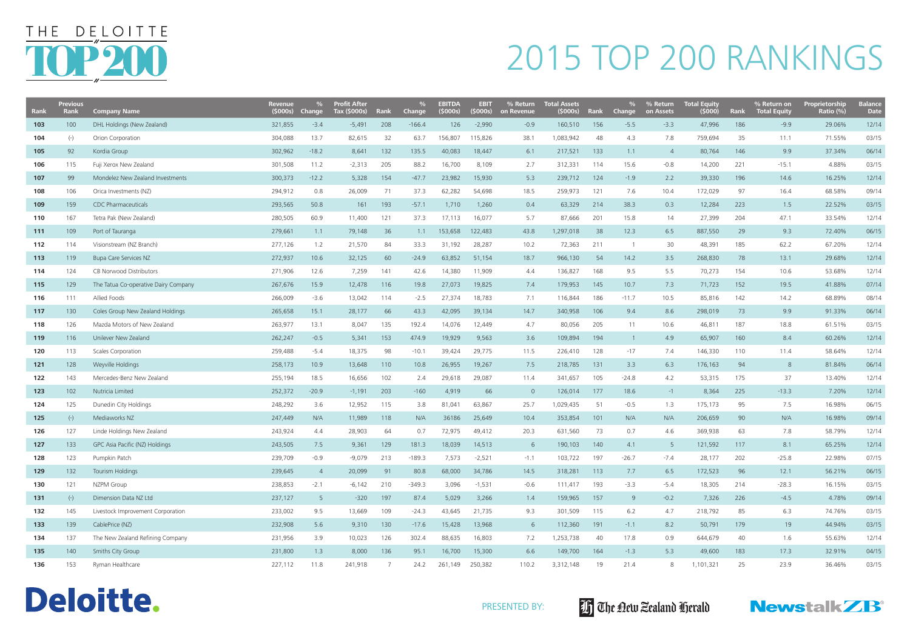# THE DELOITTE TOP 200

# 2015 TOP 200 RANKINGS

| Rank | Previous Rank | Company Name | Revenue ($000s) | % Change | Profit After Tax ($000s) | Rank | % Change | EBITDA ($000s) | EBIT ($000s) | % Return on Revenue | Total Assets ($000s) | Rank | % Change | % Return on Assets | Total Equity ($000) | Rank | % Return on Total Equity | Proprietorship Ratio (%) | Balance Date |
|---|---|---|---|---|---|---|---|---|---|---|---|---|---|---|---|---|---|---|---|
| 103 | 100 | DHL Holdings (New Zealand) | 321,855 | -3.4 | -5,491 | 208 | -166.4 | 126 | -2,990 | -0.9 | 160,510 | 156 | -5.5 | -3.3 | 47,996 | 186 | -9.9 | 29.06% | 12/14 |
| 104 | (-) | Orion Corporation | 304,088 | 13.7 | 82,615 | 32 | 63.7 | 156,807 | 115,826 | 38.1 | 1,083,942 | 48 | 4.3 | 7.8 | 759,694 | 35 | 11.1 | 71.55% | 03/15 |
| 105 | 92 | Kordia Group | 302,962 | -18.2 | 8,641 | 132 | 135.5 | 40,083 | 18,447 | 6.1 | 217,521 | 133 | 1.1 | 4 | 80,764 | 146 | 9.9 | 37.34% | 06/14 |
| 106 | 115 | Fuji Xerox New Zealand | 301,508 | 11.2 | -2,313 | 205 | 88.2 | 16,700 | 8,109 | 2.7 | 312,331 | 114 | 15.6 | -0.8 | 14,200 | 221 | -15.1 | 4.88% | 03/15 |
| 107 | 99 | Mondelez New Zealand Investments | 300,373 | -12.2 | 5,328 | 154 | -47.7 | 23,982 | 15,930 | 5.3 | 239,712 | 124 | -1.9 | 2.2 | 39,330 | 196 | 14.6 | 16.25% | 12/14 |
| 108 | 106 | Orica Investments (NZ) | 294,912 | 0.8 | 26,009 | 71 | 37.3 | 62,282 | 54,698 | 18.5 | 259,973 | 121 | 7.6 | 10.4 | 172,029 | 97 | 16.4 | 68.58% | 09/14 |
| 109 | 159 | CDC Pharmaceuticals | 293,565 | 50.8 | 161 | 193 | -57.1 | 1,710 | 1,260 | 0.4 | 63,329 | 214 | 38.3 | 0.3 | 12,284 | 223 | 1.5 | 22.52% | 03/15 |
| 110 | 167 | Tetra Pak (New Zealand) | 280,505 | 60.9 | 11,400 | 121 | 37.3 | 17,113 | 16,077 | 5.7 | 87,666 | 201 | 15.8 | 14 | 27,399 | 204 | 47.1 | 33.54% | 12/14 |
| 111 | 109 | Port of Tauranga | 279,661 | 1.1 | 79,148 | 36 | 1.1 | 153,658 | 122,483 | 43.8 | 1,297,018 | 38 | 12.3 | 6.5 | 887,550 | 29 | 9.3 | 72.40% | 06/15 |
| 112 | 114 | Visionstream (NZ Branch) | 277,126 | 1.2 | 21,570 | 84 | 33.3 | 31,192 | 28,287 | 10.2 | 72,363 | 211 | 1 | 30 | 48,391 | 185 | 62.2 | 67.20% | 12/14 |
| 113 | 119 | Bupa Care Services NZ | 272,937 | 10.6 | 32,125 | 60 | -24.9 | 63,852 | 51,154 | 18.7 | 966,130 | 54 | 14.2 | 3.5 | 268,830 | 78 | 13.1 | 29.68% | 12/14 |
| 114 | 124 | CB Norwood Distributors | 271,906 | 12.6 | 7,259 | 141 | 42.6 | 14,380 | 11,909 | 4.4 | 136,827 | 168 | 9.5 | 5.5 | 70,273 | 154 | 10.6 | 53.68% | 12/14 |
| 115 | 129 | The Tatua Co-operative Dairy Company | 267,676 | 15.9 | 12,478 | 116 | 19.8 | 27,073 | 19,825 | 7.4 | 179,953 | 145 | 10.7 | 7.3 | 71,723 | 152 | 19.5 | 41.88% | 07/14 |
| 116 | 111 | Allied Foods | 266,009 | -3.6 | 13,042 | 114 | -2.5 | 27,374 | 18,783 | 7.1 | 116,844 | 186 | -11.7 | 10.5 | 85,816 | 142 | 14.2 | 68.89% | 08/14 |
| 117 | 130 | Coles Group New Zealand Holdings | 265,658 | 15.1 | 28,177 | 66 | 43.3 | 42,095 | 39,134 | 14.7 | 340,958 | 106 | 9.4 | 8.6 | 298,019 | 73 | 9.9 | 91.33% | 06/14 |
| 118 | 126 | Mazda Motors of New Zealand | 263,977 | 13.1 | 8,047 | 135 | 192.4 | 14,076 | 12,449 | 4.7 | 80,056 | 205 | 11 | 10.6 | 46,811 | 187 | 18.8 | 61.51% | 03/15 |
| 119 | 116 | Unilever New Zealand | 262,247 | -0.5 | 5,341 | 153 | 474.9 | 19,929 | 9,563 | 3.6 | 109,894 | 194 | 1 | 4.9 | 65,907 | 160 | 8.4 | 60.26% | 12/14 |
| 120 | 113 | Scales Corporation | 259,488 | -5.4 | 18,375 | 98 | -10.1 | 39,424 | 29,775 | 11.5 | 226,410 | 128 | -17 | 7.4 | 146,330 | 110 | 11.4 | 58.64% | 12/14 |
| 121 | 128 | Weyville Holdings | 258,173 | 10.9 | 13,648 | 110 | 10.8 | 26,955 | 19,267 | 7.5 | 218,785 | 131 | 3.3 | 6.3 | 176,163 | 94 | 8 | 81.84% | 06/14 |
| 122 | 143 | Mercedes-Benz New Zealand | 255,194 | 18.5 | 16,656 | 102 | 2.4 | 29,618 | 29,087 | 11.4 | 341,657 | 105 | -24.8 | 4.2 | 53,315 | 175 | 37 | 13.40% | 12/14 |
| 123 | 102 | Nutricia Limited | 252,372 | -20.9 | -1,191 | 203 | -160 | 4,919 | 66 | 0 | 126,014 | 177 | 18.6 | -1 | 8,364 | 225 | -13.3 | 7.20% | 12/14 |
| 124 | 125 | Dunedin City Holdings | 248,292 | 3.6 | 12,952 | 115 | 3.8 | 81,041 | 63,867 | 25.7 | 1,029,435 | 51 | -0.5 | 1.3 | 175,173 | 95 | 7.5 | 16.98% | 06/15 |
| 125 | (-) | Mediaworks NZ | 247,449 | N/A | 11,989 | 118 | N/A | 36186 | 25,649 | 10.4 | 353,854 | 101 | N/A | N/A | 206,659 | 90 | N/A | 16.98% | 09/14 |
| 126 | 127 | Linde Holdings New Zealand | 243,924 | 4.4 | 28,903 | 64 | 0.7 | 72,975 | 49,412 | 20.3 | 631,560 | 73 | 0.7 | 4.6 | 369,938 | 63 | 7.8 | 58.79% | 12/14 |
| 127 | 133 | GPC Asia Pacific (NZ) Holdings | 243,505 | 7.5 | 9,361 | 129 | 181.3 | 18,039 | 14,513 | 6 | 190,103 | 140 | 4.1 | 5 | 121,592 | 117 | 8.1 | 65.25% | 12/14 |
| 128 | 123 | Pumpkin Patch | 239,709 | -0.9 | -9,079 | 213 | -189.3 | 7,573 | -2,521 | -1.1 | 103,722 | 197 | -26.7 | -7.4 | 28,177 | 202 | -25.8 | 22.98% | 07/15 |
| 129 | 132 | Tourism Holdings | 239,645 | 4 | 20,099 | 91 | 80.8 | 68,000 | 34,786 | 14.5 | 318,281 | 113 | 7.7 | 6.5 | 172,523 | 96 | 12.1 | 56.21% | 06/15 |
| 130 | 121 | NZPM Group | 238,853 | -2.1 | -6,142 | 210 | -349.3 | 3,096 | -1,531 | -0.6 | 111,417 | 193 | -3.3 | -5.4 | 18,305 | 214 | -28.3 | 16.15% | 03/15 |
| 131 | (-) | Dimension Data NZ Ltd | 237,127 | 5 | -320 | 197 | 87.4 | 5,029 | 3,266 | 1.4 | 159,965 | 157 | 9 | -0.2 | 7,326 | 226 | -4.5 | 4.78% | 09/14 |
| 132 | 145 | Livestock Improvement Corporation | 233,002 | 9.5 | 13,669 | 109 | -24.3 | 43,645 | 21,735 | 9.3 | 301,509 | 115 | 6.2 | 4.7 | 218,792 | 85 | 6.3 | 74.76% | 03/15 |
| 133 | 139 | CablePrice (NZ) | 232,908 | 5.6 | 9,310 | 130 | -17.6 | 15,428 | 13,968 | 6 | 112,360 | 191 | -1.1 | 8.2 | 50,791 | 179 | 19 | 44.94% | 03/15 |
| 134 | 137 | The New Zealand Refining Company | 231,956 | 3.9 | 10,023 | 126 | 302.4 | 88,635 | 16,803 | 7.2 | 1,253,738 | 40 | 17.8 | 0.9 | 644,679 | 40 | 1.6 | 55.63% | 12/14 |
| 135 | 140 | Smiths City Group | 231,800 | 1.3 | 8,000 | 136 | 95.1 | 16,700 | 15,300 | 6.6 | 149,700 | 164 | -1.3 | 5.3 | 49,600 | 183 | 17.3 | 32.91% | 04/15 |
| 136 | 153 | Ryman Healthcare | 227,112 | 11.8 | 241,918 | 7 | 24.2 | 261,149 | 250,382 | 110.2 | 3,312,148 | 19 | 21.4 | 8 | 1,101,321 | 25 | 23.9 | 36.46% | 03/15 |

Deloitte.

PRESENTED BY: The New Zealand Herald NewstalkZB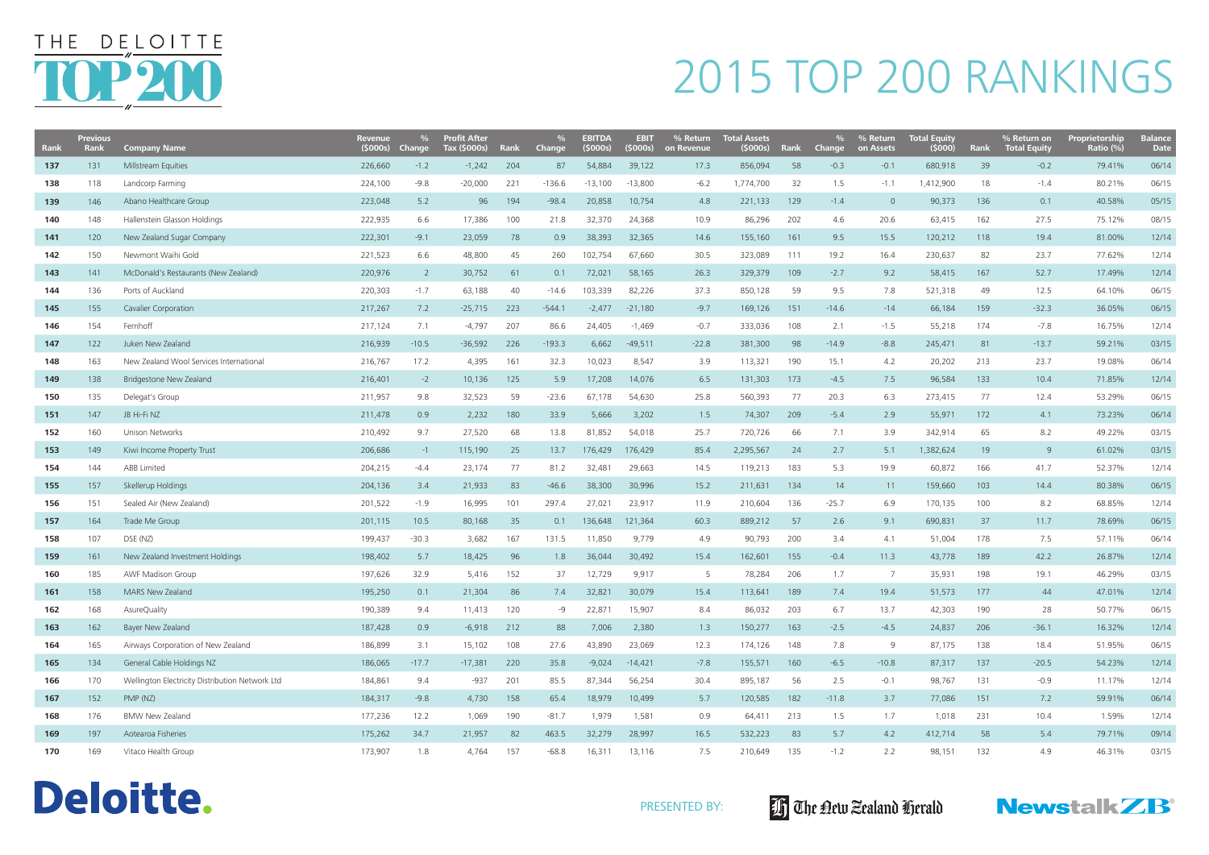# THE DELOITTE TOP 200

# 2015 TOP 200 RANKINGS

| Rank | Previous Rank | Company Name | Revenue ($000s) | % Change | Profit After Tax ($000s) | Rank | % Change | EBITDA ($000s) | EBIT ($000s) | % Return on Revenue | Total Assets ($000s) | Rank | % Change | % Return on Assets | Total Equity ($000) | Rank | % Return on Total Equity | Proprietorship Ratio (%) | Balance Date |
|---|---|---|---|---|---|---|---|---|---|---|---|---|---|---|---|---|---|---|---|
| **137** | 131 | Millstream Equities | 226,660 | -1.2 | -1,242 | 204 | 87 | 54,884 | 39,122 | 17.3 | 856,094 | 58 | -0.3 | -0.1 | 680,918 | 39 | -0.2 | 79.41% | 06/14 |
| **138** | 118 | Landcorp Farming | 224,100 | -9.8 | -20,000 | 221 | -136.6 | -13,100 | -13,800 | -6.2 | 1,774,700 | 32 | 1.5 | -1.1 | 1,412,900 | 18 | -1.4 | 80.21% | 06/15 |
| **139** | 146 | Abano Healthcare Group | 223,048 | 5.2 | 96 | 194 | -98.4 | 20,858 | 10,754 | 4.8 | 221,133 | 129 | -1.4 | 0 | 90,373 | 136 | 0.1 | 40.58% | 05/15 |
| **140** | 148 | Hallenstein Glasson Holdings | 222,935 | 6.6 | 17,386 | 100 | 21.8 | 32,370 | 24,368 | 10.9 | 86,296 | 202 | 4.6 | 20.6 | 63,415 | 162 | 27.5 | 75.12% | 08/15 |
| **141** | 120 | New Zealand Sugar Company | 222,301 | -9.1 | 23,059 | 78 | 0.9 | 38,393 | 32,365 | 14.6 | 155,160 | 161 | 9.5 | 15.5 | 120,212 | 118 | 19.4 | 81.00% | 12/14 |
| **142** | 150 | Newmont Waihi Gold | 221,523 | 6.6 | 48,800 | 45 | 260 | 102,754 | 67,660 | 30.5 | 323,089 | 111 | 19.2 | 16.4 | 230,637 | 82 | 23.7 | 77.62% | 12/14 |
| **143** | 141 | McDonald's Restaurants (New Zealand) | 220,976 | 2 | 30,752 | 61 | 0.1 | 72,021 | 58,165 | 26.3 | 329,379 | 109 | -2.7 | 9.2 | 58,415 | 167 | 52.7 | 17.49% | 12/14 |
| **144** | 136 | Ports of Auckland | 220,303 | -1.7 | 63,188 | 40 | -14.6 | 103,339 | 82,226 | 37.3 | 850,128 | 59 | 9.5 | 7.8 | 521,318 | 49 | 12.5 | 64.10% | 06/15 |
| **145** | 155 | Cavalier Corporation | 217,267 | 7.2 | -25,715 | 223 | -544.1 | -2,477 | -21,180 | -9.7 | 169,126 | 151 | -14.6 | -14 | 66,184 | 159 | -32.3 | 36.05% | 06/15 |
| **146** | 154 | Fernhoff | 217,124 | 7.1 | -4,797 | 207 | 86.6 | 24,405 | -1,469 | -0.7 | 333,036 | 108 | 2.1 | -1.5 | 55,218 | 174 | -7.8 | 16.75% | 12/14 |
| **147** | 122 | Juken New Zealand | 216,939 | -10.5 | -36,592 | 226 | -193.3 | 6,662 | -49,511 | -22.8 | 381,300 | 98 | -14.9 | -8.8 | 245,471 | 81 | -13.7 | 59.21% | 03/15 |
| **148** | 163 | New Zealand Wool Services International | 216,767 | 17.2 | 4,395 | 161 | 32.3 | 10,023 | 8,547 | 3.9 | 113,321 | 190 | 15.1 | 4.2 | 20,202 | 213 | 23.7 | 19.08% | 06/14 |
| **149** | 138 | Bridgestone New Zealand | 216,401 | -2 | 10,136 | 125 | 5.9 | 17,208 | 14,076 | 6.5 | 131,303 | 173 | -4.5 | 7.5 | 96,584 | 133 | 10.4 | 71.85% | 12/14 |
| **150** | 135 | Delegat's Group | 211,957 | 9.8 | 32,523 | 59 | -23.6 | 67,178 | 54,630 | 25.8 | 560,393 | 77 | 20.3 | 6.3 | 273,415 | 77 | 12.4 | 53.29% | 06/15 |
| **151** | 147 | JB Hi-Fi NZ | 211,478 | 0.9 | 2,232 | 180 | 33.9 | 5,666 | 3,202 | 1.5 | 74,307 | 209 | -5.4 | 2.9 | 55,971 | 172 | 4.1 | 73.23% | 06/14 |
| **152** | 160 | Unison Networks | 210,492 | 9.7 | 27,520 | 68 | 13.8 | 81,852 | 54,018 | 25.7 | 720,726 | 66 | 7.1 | 3.9 | 342,914 | 65 | 8.2 | 49.22% | 03/15 |
| **153** | 149 | Kiwi Income Property Trust | 206,686 | -1 | 115,190 | 25 | 13.7 | 176,429 | 176,429 | 85.4 | 2,295,567 | 24 | 2.7 | 5.1 | 1,382,624 | 19 | 9 | 61.02% | 03/15 |
| **154** | 144 | ABB Limited | 204,215 | -4.4 | 23,174 | 77 | 81.2 | 32,481 | 29,663 | 14.5 | 119,213 | 183 | 5.3 | 19.9 | 60,872 | 166 | 41.7 | 52.37% | 12/14 |
| **155** | 157 | Skellerup Holdings | 204,136 | 3.4 | 21,933 | 83 | -46.6 | 38,300 | 30,996 | 15.2 | 211,631 | 134 | 14 | 11 | 159,660 | 103 | 14.4 | 80.38% | 06/15 |
| **156** | 151 | Sealed Air (New Zealand) | 201,522 | -1.9 | 16,995 | 101 | 297.4 | 27,021 | 23,917 | 11.9 | 210,604 | 136 | -25.7 | 6.9 | 170,135 | 100 | 8.2 | 68.85% | 12/14 |
| **157** | 164 | Trade Me Group | 201,115 | 10.5 | 80,168 | 35 | 0.1 | 136,648 | 121,364 | 60.3 | 889,212 | 57 | 2.6 | 9.1 | 690,831 | 37 | 11.7 | 78.69% | 06/15 |
| **158** | 107 | DSE (NZ) | 199,437 | -30.3 | 3,682 | 167 | 131.5 | 11,850 | 9,779 | 4.9 | 90,793 | 200 | 3.4 | 4.1 | 51,004 | 178 | 7.5 | 57.11% | 06/14 |
| **159** | 161 | New Zealand Investment Holdings | 198,402 | 5.7 | 18,425 | 96 | 1.8 | 36,044 | 30,492 | 15.4 | 162,601 | 155 | -0.4 | 11.3 | 43,778 | 189 | 42.2 | 26.87% | 12/14 |
| **160** | 185 | AWF Madison Group | 197,626 | 32.9 | 5,416 | 152 | 37 | 12,729 | 9,917 | 5 | 78,284 | 206 | 1.7 | 7 | 35,931 | 198 | 19.1 | 46.29% | 03/15 |
| **161** | 158 | MARS New Zealand | 195,250 | 0.1 | 21,304 | 86 | 7.4 | 32,821 | 30,079 | 15.4 | 113,641 | 189 | 7.4 | 19.4 | 51,573 | 177 | 44 | 47.01% | 12/14 |
| **162** | 168 | AsureQuality | 190,389 | 9.4 | 11,413 | 120 | -9 | 22,871 | 15,907 | 8.4 | 86,032 | 203 | 6.7 | 13.7 | 42,303 | 190 | 28 | 50.77% | 06/15 |
| **163** | 162 | Bayer New Zealand | 187,428 | 0.9 | -6,918 | 212 | 88 | 7,006 | 2,380 | 1.3 | 150,277 | 163 | -2.5 | -4.5 | 24,837 | 206 | -36.1 | 16.32% | 12/14 |
| **164** | 165 | Airways Corporation of New Zealand | 186,899 | 3.1 | 15,102 | 108 | 27.6 | 43,890 | 23,069 | 12.3 | 174,126 | 148 | 7.8 | 9 | 87,175 | 138 | 18.4 | 51.95% | 06/15 |
| **165** | 134 | General Cable Holdings NZ | 186,065 | -17.7 | -17,381 | 220 | 35.8 | -9,024 | -14,421 | -7.8 | 155,571 | 160 | -6.5 | -10.8 | 87,317 | 137 | -20.5 | 54.23% | 12/14 |
| **166** | 170 | Wellington Electricity Distribution Network Ltd | 184,861 | 9.4 | -937 | 201 | 85.5 | 87,344 | 56,254 | 30.4 | 895,187 | 56 | 2.5 | -0.1 | 98,767 | 131 | -0.9 | 11.17% | 12/14 |
| **167** | 152 | PMP (NZ) | 184,317 | -9.8 | 4,730 | 158 | 65.4 | 18,979 | 10,499 | 5.7 | 120,585 | 182 | -11.8 | 3.7 | 77,086 | 151 | 7.2 | 59.91% | 06/14 |
| **168** | 176 | BMW New Zealand | 177,236 | 12.2 | 1,069 | 190 | -81.7 | 1,979 | 1,581 | 0.9 | 64,411 | 213 | 1.5 | 1.7 | 1,018 | 231 | 10.4 | 1.59% | 12/14 |
| **169** | 197 | Aotearoa Fisheries | 175,262 | 34.7 | 21,957 | 82 | 463.5 | 32,279 | 28,997 | 16.5 | 532,223 | 83 | 5.7 | 4.2 | 412,714 | 58 | 5.4 | 79.71% | 09/14 |
| **170** | 169 | Vitaco Health Group | 173,907 | 1.8 | 4,764 | 157 | -68.8 | 16,311 | 13,116 | 7.5 | 210,649 | 135 | -1.2 | 2.2 | 98,151 | 132 | 4.9 | 46.31% | 03/15 |

Deloitte.

PRESENTED BY: The New Zealand Herald NewstalkZB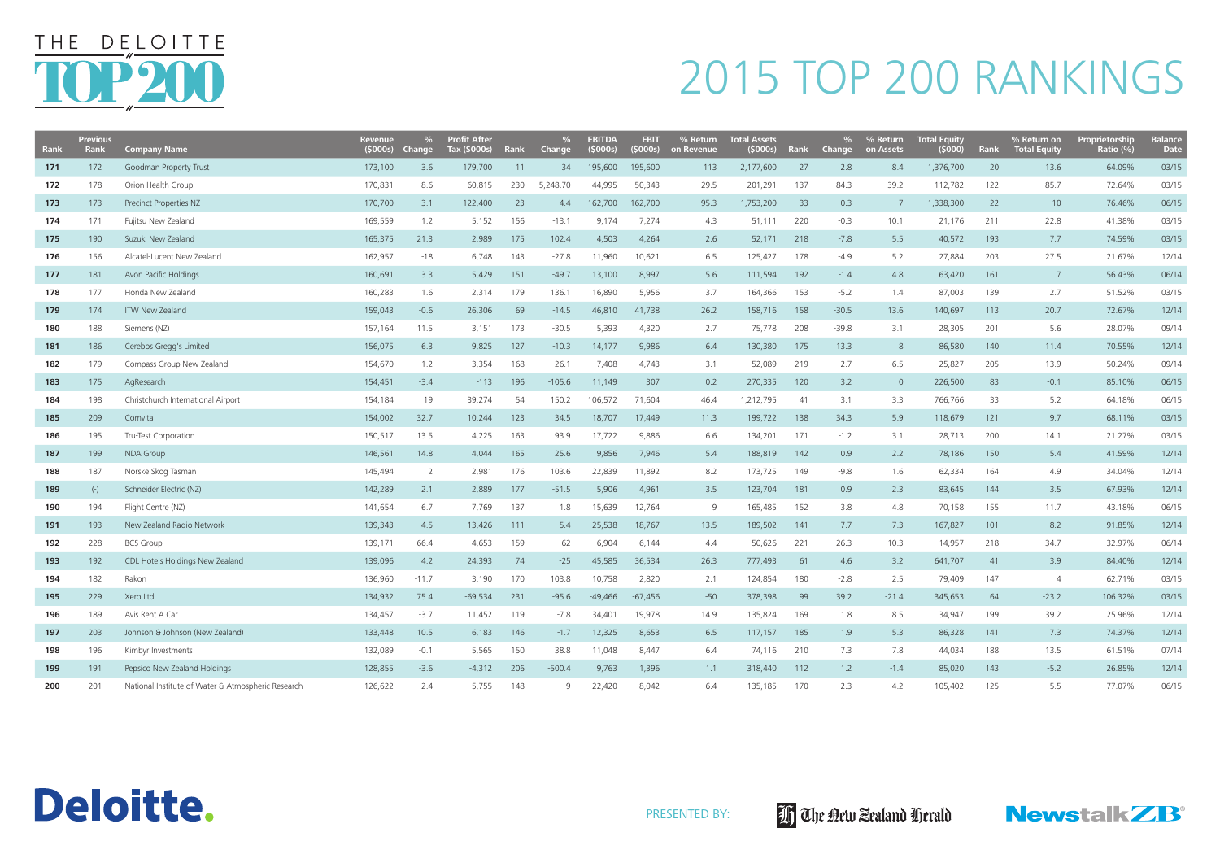# THE DELOITTE TOP 200

# 2015 TOP 200 RANKINGS

| Rank | Previous Rank | Company Name | Revenue ($000s) | % Change | Profit After Tax ($000s) | Rank | % Change | EBITDA ($000s) | EBIT ($000s) | % Return on Revenue | Total Assets ($000s) | Rank | % Change | % Return on Assets | Total Equity ($000) | Rank | % Return on Total Equity | Proprietorship Ratio (%) | Balance Date |
|---|---|---|---|---|---|---|---|---|---|---|---|---|---|---|---|---|---|---|---|
| 171 | 172 | Goodman Property Trust | 173,100 | 3.6 | 179,700 | 11 | 34 | 195,600 | 195,600 | 113 | 2,177,600 | 27 | 2.8 | 8.4 | 1,376,700 | 20 | 13.6 | 64.09% | 03/15 |
| 172 | 178 | Orion Health Group | 170,831 | 8.6 | -60,815 | 230 | -5,248.70 | -44,995 | -50,343 | -29.5 | 201,291 | 137 | 84.3 | -39.2 | 112,782 | 122 | -85.7 | 72.64% | 03/15 |
| 173 | 173 | Precinct Properties NZ | 170,700 | 3.1 | 122,400 | 23 | 4.4 | 162,700 | 162,700 | 95.3 | 1,753,200 | 33 | 0.3 | 7 | 1,338,300 | 22 | 10 | 76.46% | 06/15 |
| 174 | 171 | Fujitsu New Zealand | 169,559 | 1.2 | 5,152 | 156 | -13.1 | 9,174 | 7,274 | 4.3 | 51,111 | 220 | -0.3 | 10.1 | 21,176 | 211 | 22.8 | 41.38% | 03/15 |
| 175 | 190 | Suzuki New Zealand | 165,375 | 21.3 | 2,989 | 175 | 102.4 | 4,503 | 4,264 | 2.6 | 52,171 | 218 | -7.8 | 5.5 | 40,572 | 193 | 7.7 | 74.59% | 03/15 |
| 176 | 156 | Alcatel-Lucent New Zealand | 162,957 | -18 | 6,748 | 143 | -27.8 | 11,960 | 10,621 | 6.5 | 125,427 | 178 | -4.9 | 5.2 | 27,884 | 203 | 27.5 | 21.67% | 12/14 |
| 177 | 181 | Avon Pacific Holdings | 160,691 | 3.3 | 5,429 | 151 | -49.7 | 13,100 | 8,997 | 5.6 | 111,594 | 192 | -1.4 | 4.8 | 63,420 | 161 | 7 | 56.43% | 06/14 |
| 178 | 177 | Honda New Zealand | 160,283 | 1.6 | 2,314 | 179 | 136.1 | 16,890 | 5,956 | 3.7 | 164,366 | 153 | -5.2 | 1.4 | 87,003 | 139 | 2.7 | 51.52% | 03/15 |
| 179 | 174 | ITW New Zealand | 159,043 | -0.6 | 26,306 | 69 | -14.5 | 46,810 | 41,738 | 26.2 | 158,716 | 158 | -30.5 | 13.6 | 140,697 | 113 | 20.7 | 72.67% | 12/14 |
| 180 | 188 | Siemens (NZ) | 157,164 | 11.5 | 3,151 | 173 | -30.5 | 5,393 | 4,320 | 2.7 | 75,778 | 208 | -39.8 | 3.1 | 28,305 | 201 | 5.6 | 28.07% | 09/14 |
| 181 | 186 | Cerebos Gregg's Limited | 156,075 | 6.3 | 9,825 | 127 | -10.3 | 14,177 | 9,986 | 6.4 | 130,380 | 175 | 13.3 | 8 | 86,580 | 140 | 11.4 | 70.55% | 12/14 |
| 182 | 179 | Compass Group New Zealand | 154,670 | -1.2 | 3,354 | 168 | 26.1 | 7,408 | 4,743 | 3.1 | 52,089 | 219 | 2.7 | 6.5 | 25,827 | 205 | 13.9 | 50.24% | 09/14 |
| 183 | 175 | AgResearch | 154,451 | -3.4 | -113 | 196 | -105.6 | 11,149 | 307 | 0.2 | 270,335 | 120 | 3.2 | 0 | 226,500 | 83 | -0.1 | 85.10% | 06/15 |
| 184 | 198 | Christchurch International Airport | 154,184 | 19 | 39,274 | 54 | 150.2 | 106,572 | 71,604 | 46.4 | 1,212,795 | 41 | 3.1 | 3.3 | 766,766 | 33 | 5.2 | 64.18% | 06/15 |
| 185 | 209 | Comvita | 154,002 | 32.7 | 10,244 | 123 | 34.5 | 18,707 | 17,449 | 11.3 | 199,722 | 138 | 34.3 | 5.9 | 118,679 | 121 | 9.7 | 68.11% | 03/15 |
| 186 | 195 | Tru-Test Corporation | 150,517 | 13.5 | 4,225 | 163 | 93.9 | 17,722 | 9,886 | 6.6 | 134,201 | 171 | -1.2 | 3.1 | 28,713 | 200 | 14.1 | 21.27% | 03/15 |
| 187 | 199 | NDA Group | 146,561 | 14.8 | 4,044 | 165 | 25.6 | 9,856 | 7,946 | 5.4 | 188,819 | 142 | 0.9 | 2.2 | 78,186 | 150 | 5.4 | 41.59% | 12/14 |
| 188 | 187 | Norske Skog Tasman | 145,494 | 2 | 2,981 | 176 | 103.6 | 22,839 | 11,892 | 8.2 | 173,725 | 149 | -9.8 | 1.6 | 62,334 | 164 | 4.9 | 34.04% | 12/14 |
| 189 | (-) | Schneider Electric (NZ) | 142,289 | 2.1 | 2,889 | 177 | -51.5 | 5,906 | 4,961 | 3.5 | 123,704 | 181 | 0.9 | 2.3 | 83,645 | 144 | 3.5 | 67.93% | 12/14 |
| 190 | 194 | Flight Centre (NZ) | 141,654 | 6.7 | 7,769 | 137 | 1.8 | 15,639 | 12,764 | 9 | 165,485 | 152 | 3.8 | 4.8 | 70,158 | 155 | 11.7 | 43.18% | 06/15 |
| 191 | 193 | New Zealand Radio Network | 139,343 | 4.5 | 13,426 | 111 | 5.4 | 25,538 | 18,767 | 13.5 | 189,502 | 141 | 7.7 | 7.3 | 167,827 | 101 | 8.2 | 91.85% | 12/14 |
| 192 | 228 | BCS Group | 139,171 | 66.4 | 4,653 | 159 | 62 | 6,904 | 6,144 | 4.4 | 50,626 | 221 | 26.3 | 10.3 | 14,957 | 218 | 34.7 | 32.97% | 06/14 |
| 193 | 192 | CDL Hotels Holdings New Zealand | 139,096 | 4.2 | 24,393 | 74 | -25 | 45,585 | 36,534 | 26.3 | 777,493 | 61 | 4.6 | 3.2 | 641,707 | 41 | 3.9 | 84.40% | 12/14 |
| 194 | 182 | Rakon | 136,960 | -11.7 | 3,190 | 170 | 103.8 | 10,758 | 2,820 | 2.1 | 124,854 | 180 | -2.8 | 2.5 | 79,409 | 147 | 4 | 62.71% | 03/15 |
| 195 | 229 | Xero Ltd | 134,932 | 75.4 | -69,534 | 231 | -95.6 | -49,466 | -67,456 | -50 | 378,398 | 99 | 39.2 | -21.4 | 345,653 | 64 | -23.2 | 106.32% | 03/15 |
| 196 | 189 | Avis Rent A Car | 134,457 | -3.7 | 11,452 | 119 | -7.8 | 34,401 | 19,978 | 14.9 | 135,824 | 169 | 1.8 | 8.5 | 34,947 | 199 | 39.2 | 25.96% | 12/14 |
| 197 | 203 | Johnson & Johnson (New Zealand) | 133,448 | 10.5 | 6,183 | 146 | -1.7 | 12,325 | 8,653 | 6.5 | 117,157 | 185 | 1.9 | 5.3 | 86,328 | 141 | 7.3 | 74.37% | 12/14 |
| 198 | 196 | Kimbyr Investments | 132,089 | -0.1 | 5,565 | 150 | 38.8 | 11,048 | 8,447 | 6.4 | 74,116 | 210 | 7.3 | 7.8 | 44,034 | 188 | 13.5 | 61.51% | 07/14 |
| 199 | 191 | Pepsico New Zealand Holdings | 128,855 | -3.6 | -4,312 | 206 | -500.4 | 9,763 | 1,396 | 1.1 | 318,440 | 112 | 1.2 | -1.4 | 85,020 | 143 | -5.2 | 26.85% | 12/14 |
| 200 | 201 | National Institute of Water & Atmospheric Research | 126,622 | 2.4 | 5,755 | 148 | 9 | 22,420 | 8,042 | 6.4 | 135,185 | 170 | -2.3 | 4.2 | 105,402 | 125 | 5.5 | 77.07% | 06/15 |

Deloitte.

PRESENTED BY: The New Zealand Herald | NewstalkZB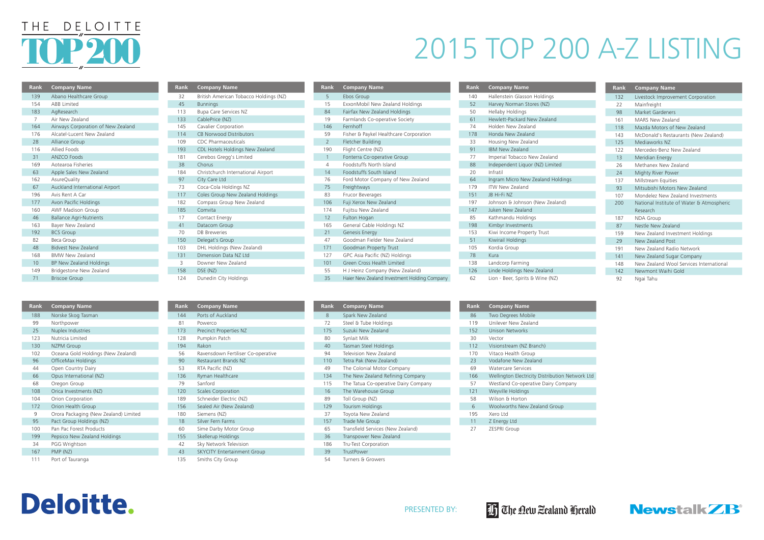# THE DELOITTE TOP 200

# 2015 TOP 200 A-Z LISTING

| Rank | Company Name |
|---|---|
| 139 | Abano Healthcare Group |
| 154 | ABB Limited |
| 183 | AgResearch |
| 7 | Air New Zealand |
| 164 | Airways Corporation of New Zealand |
| 176 | Alcatel-Lucent New Zealand |
| 28 | Alliance Group |
| 116 | Allied Foods |
| 31 | ANZCO Foods |
| 169 | Aotearoa Fisheries |
| 63 | Apple Sales New Zealand |
| 162 | AsureQuality |
| 67 | Auckland International Airport |
| 196 | Avis Rent A Car |
| 177 | Avon Pacific Holdings |
| 160 | AWF Madison Group |
| 46 | Ballance Agri-Nutrients |
| 163 | Bayer New Zealand |
| 192 | BCS Group |
| 82 | Beca Group |
| 48 | Bidvest New Zealand |
| 168 | BMW New Zealand |
| 10 | BP New Zealand Holdings |
| 149 | Bridgestone New Zealand |
| 71 | Briscoe Group |

| Rank | Company Name |
|---|---|
| 32 | British American Tobacco Holdings (NZ) |
| 45 | Bunnings |
| 113 | Bupa Care Services NZ |
| 133 | CablePrice (NZ) |
| 145 | Cavalier Corporation |
| 114 | CB Norwood Distributors |
| 109 | CDC Pharmaceuticals |
| 193 | CDL Hotels Holdings New Zealand |
| 181 | Cerebos Gregg's Limited |
| 38 | Chorus |
| 184 | Christchurch International Airport |
| 97 | City Care Ltd |
| 73 | Coca-Cola Holdings NZ |
| 117 | Coles Group New Zealand Holdings |
| 182 | Compass Group New Zealand |
| 185 | Comvita |
| 17 | Contact Energy |
| 41 | Datacom Group |
| 70 | DB Breweries |
| 150 | Delegat's Group |
| 103 | DHL Holdings (New Zealand) |
| 131 | Dimension Data NZ Ltd |
| 3 | Downer New Zealand |
| 158 | DSE (NZ) |
| 124 | Dunedin City Holdings |

| Rank | Company Name |
|---|---|
| 5 | Ebos Group |
| 15 | ExxonMobil New Zealand Holdings |
| 84 | Fairfax New Zealand Holdings |
| 19 | Farmlands Co-operative Society |
| 146 | Fernhoff |
| 59 | Fisher & Paykel Healthcare Corporation |
| 2 | Fletcher Building |
| 190 | Flight Centre (NZ) |
| 1 | Fonterra Co-operative Group |
| 4 | Foodstuffs North Island |
| 14 | Foodstuffs South Island |
| 76 | Ford Motor Company of New Zealand |
| 75 | Freightways |
| 83 | Frucor Beverages |
| 106 | Fuji Xerox New Zealand |
| 174 | Fujitsu New Zealand |
| 12 | Fulton Hogan |
| 165 | General Cable Holdings NZ |
| 21 | Genesis Energy |
| 47 | Goodman Fielder New Zealand |
| 171 | Goodman Property Trust |
| 127 | GPC Asia Pacific (NZ) Holdings |
| 101 | Green Cross Health Limited |
| 55 | H J Heinz Company (New Zealand) |
| 35 | Haier New Zealand Investment Holding Company |

| Rank | Company Name |
|---|---|
| 140 | Hallenstein Glasson Holdings |
| 52 | Harvey Norman Stores (NZ) |
| 50 | Hellaby Holdings |
| 61 | Hewlett-Packard New Zealand |
| 74 | Holden New Zealand |
| 178 | Honda New Zealand |
| 33 | Housing New Zealand |
| 91 | IBM New Zealand |
| 77 | Imperial Tobacco New Zealand |
| 88 | Independent Liquor (NZ) Limited |
| 20 | Infratil |
| 64 | Ingram Micro New Zealand Holdings |
| 179 | ITW New Zealand |
| 151 | JB Hi-Fi NZ |
| 197 | Johnson & Johnson (New Zealand) |
| 147 | Juken New Zealand |
| 85 | Kathmandu Holdings |
| 198 | Kimbyr Investments |
| 153 | Kiwi Income Property Trust |
| 51 | Kiwirail Holdings |
| 105 | Kordia Group |
| 78 | Kura |
| 138 | Landcorp Farming |
| 126 | Linde Holdings New Zealand |
| 62 | Lion - Beer, Spirits & Wine (NZ) |

| Rank | Company Name |
|---|---|
| 132 | Livestock Improvement Corporation |
| 22 | Mainfreight |
| 98 | Market Gardeners |
| 161 | MARS New Zealand |
| 118 | Mazda Motors of New Zealand |
| 143 | McDonald's Restaurants (New Zealand) |
| 125 | Mediaworks NZ |
| 122 | Mercedes-Benz New Zealand |
| 13 | Meridian Energy |
| 26 | Methanex New Zealand |
| 24 | Mighty River Power |
| 137 | Millstream Equities |
| 93 | Mitsubishi Motors New Zealand |
| 107 | Mondelez New Zealand Investments |
| 200 | National Institute of Water & Atmospheric Research |
| 187 | NDA Group |
| 87 | Nestle New Zealand |
| 159 | New Zealand Investment Holdings |
| 29 | New Zealand Post |
| 191 | New Zealand Radio Network |
| 141 | New Zealand Sugar Company |
| 148 | New Zealand Wool Services International |
| 142 | Newmont Waihi Gold |
| 92 | Ngai Tahu |

| Rank | Company Name |
|---|---|
| 188 | Norske Skog Tasman |
| 99 | Northpower |
| 25 | Nuplex Industries |
| 123 | Nutricia Limited |
| 130 | NZPM Group |
| 102 | Oceana Gold Holdings (New Zealand) |
| 96 | OfficeMax Holdings |
| 44 | Open Country Dairy |
| 66 | Opus International (NZ) |
| 68 | Oregon Group |
| 108 | Orica Investments (NZ) |
| 104 | Orion Corporation |
| 172 | Orion Health Group |
| 9 | Orora Packaging (New Zealand) Limited |
| 95 | Pact Group Holdings (NZ) |
| 100 | Pan Pac Forest Products |
| 199 | Pepsico New Zealand Holdings |
| 34 | PGG Wrightson |
| 167 | PMP (NZ) |
| 111 | Port of Tauranga |

| Rank | Company Name |
|---|---|
| 144 | Ports of Auckland |
| 81 | Powerco |
| 173 | Precinct Properties NZ |
| 128 | Pumpkin Patch |
| 194 | Rakon |
| 56 | Ravensdown Fertiliser Co-operative |
| 90 | Restaurant Brands NZ |
| 53 | RTA Pacific (NZ) |
| 136 | Ryman Healthcare |
| 79 | Sanford |
| 120 | Scales Corporation |
| 189 | Schneider Electric (NZ) |
| 156 | Sealed Air (New Zealand) |
| 180 | Siemens (NZ) |
| 18 | Silver Fern Farms |
| 60 | Sime Darby Motor Group |
| 155 | Skellerup Holdings |
| 42 | Sky Network Television |
| 43 | SKYCITY Entertainment Group |
| 135 | Smiths City Group |

| Rank | Company Name |
|---|---|
| 8 | Spark New Zealand |
| 72 | Steel & Tube Holdings |
| 175 | Suzuki New Zealand |
| 80 | Synlait Milk |
| 40 | Tasman Steel Holdings |
| 94 | Television New Zealand |
| 110 | Tetra Pak (New Zealand) |
| 49 | The Colonial Motor Company |
| 134 | The New Zealand Refining Company |
| 115 | The Tatua Co-operative Dairy Company |
| 16 | The Warehouse Group |
| 89 | Toll Group (NZ) |
| 129 | Tourism Holdings |
| 37 | Toyota New Zealand |
| 157 | Trade Me Group |
| 65 | Transfield Services (New Zealand) |
| 36 | Transpower New Zealand |
| 186 | Tru-Test Corporation |
| 39 | TrustPower |
| 54 | Turners & Growers |

| Rank | Company Name |
|---|---|
| 86 | Two Degrees Mobile |
| 119 | Unilever New Zealand |
| 152 | Unison Networks |
| 30 | Vector |
| 112 | Visionstream (NZ Branch) |
| 170 | Vitaco Health Group |
| 23 | Vodafone New Zealand |
| 69 | Watercare Services |
| 166 | Wellington Electricity Distribution Network Ltd |
| 57 | Westland Co-operative Dairy Company |
| 121 | Weyville Holdings |
| 58 | Wilson & Horton |
| 6 | Woolworths New Zealand Group |
| 195 | Xero Ltd |
| 11 | Z Energy Ltd |
| 27 | ZESPRI Group |

Deloitte.

PRESENTED BY: The New Zealand Herald NewstalkZB